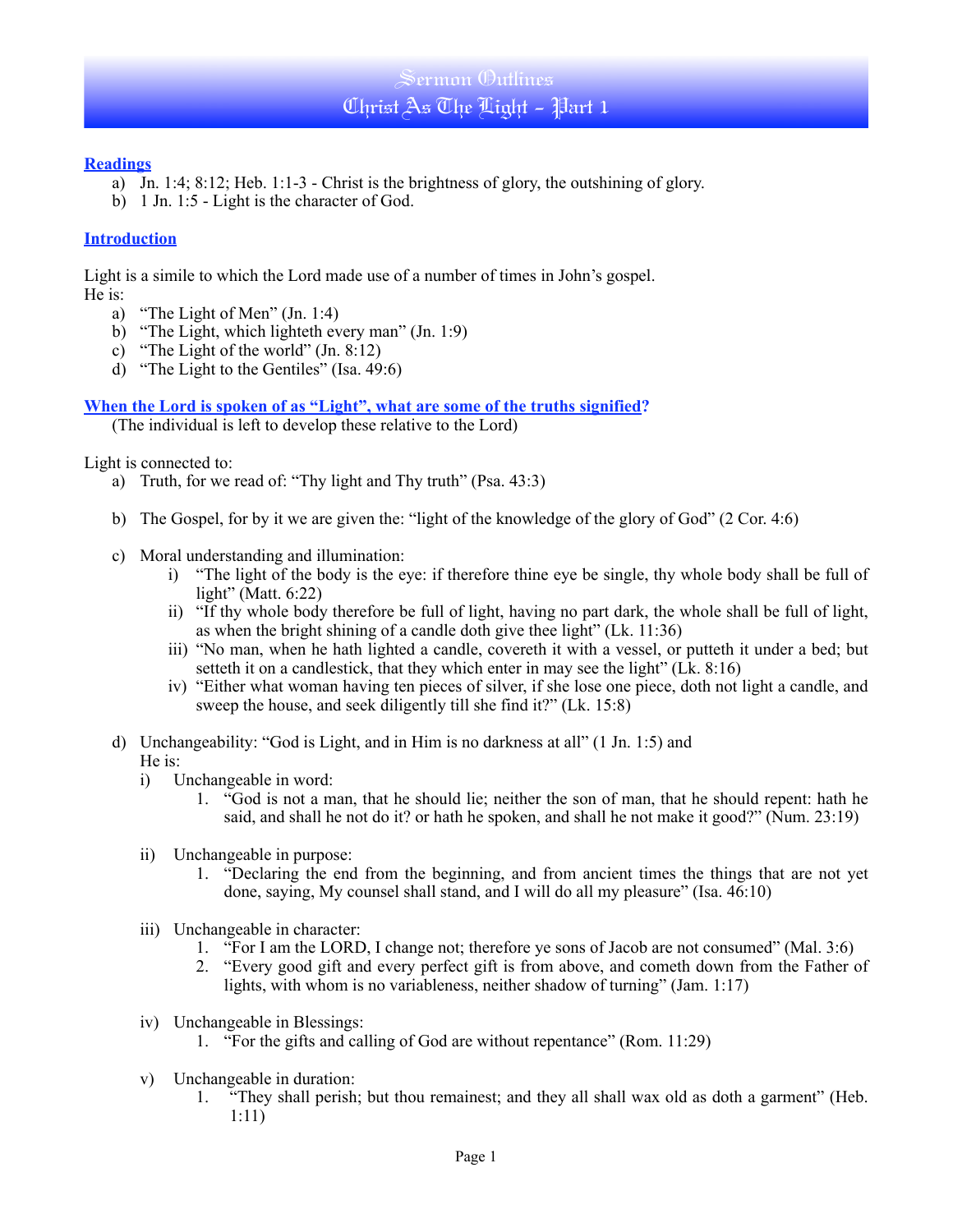# Sermon Outlines
# Christ As The Light - Part 1

## Readings

a) Jn. 1:4; 8:12; Heb. 1:1-3 - Christ is the brightness of glory, the outshining of glory.
b) 1 Jn. 1:5 - Light is the character of God.

## Introduction

Light is a simile to which the Lord made use of a number of times in John's gospel.
He is:

a) "The Light of Men" (Jn. 1:4)
b) "The Light, which lighteth every man" (Jn. 1:9)
c) "The Light of the world" (Jn. 8:12)
d) "The Light to the Gentiles" (Isa. 49:6)

## When the Lord is spoken of as "Light", what are some of the truths signified?

(The individual is left to develop these relative to the Lord)

Light is connected to:

a) Truth, for we read of: "Thy light and Thy truth" (Psa. 43:3)

b) The Gospel, for by it we are given the: "light of the knowledge of the glory of God" (2 Cor. 4:6)

c) Moral understanding and illumination:
   i) "The light of the body is the eye: if therefore thine eye be single, thy whole body shall be full of light" (Matt. 6:22)
   ii) "If thy whole body therefore be full of light, having no part dark, the whole shall be full of light, as when the bright shining of a candle doth give thee light" (Lk. 11:36)
   iii) "No man, when he hath lighted a candle, covereth it with a vessel, or putteth it under a bed; but setteth it on a candlestick, that they which enter in may see the light" (Lk. 8:16)
   iv) "Either what woman having ten pieces of silver, if she lose one piece, doth not light a candle, and sweep the house, and seek diligently till she find it?" (Lk. 15:8)

d) Unchangeability: "God is Light, and in Him is no darkness at all" (1 Jn. 1:5) and
   He is:
   i) Unchangeable in word:
      1. "God is not a man, that he should lie; neither the son of man, that he should repent: hath he said, and shall he not do it? or hath he spoken, and shall he not make it good?" (Num. 23:19)

   ii) Unchangeable in purpose:
      1. "Declaring the end from the beginning, and from ancient times the things that are not yet done, saying, My counsel shall stand, and I will do all my pleasure" (Isa. 46:10)

   iii) Unchangeable in character:
      1. "For I am the LORD, I change not; therefore ye sons of Jacob are not consumed" (Mal. 3:6)
      2. "Every good gift and every perfect gift is from above, and cometh down from the Father of lights, with whom is no variableness, neither shadow of turning" (Jam. 1:17)

   iv) Unchangeable in Blessings:
      1. "For the gifts and calling of God are without repentance" (Rom. 11:29)

   v) Unchangeable in duration:
      1. "They shall perish; but thou remainest; and they all shall wax old as doth a garment" (Heb. 1:11)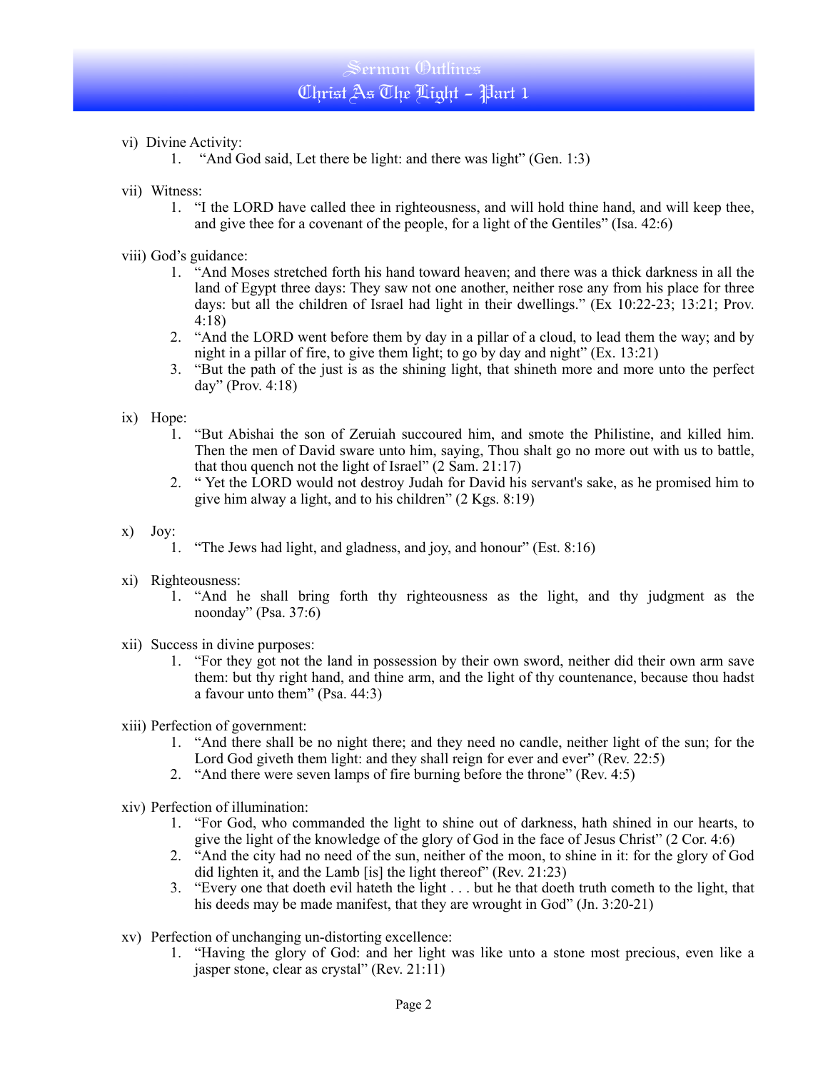vi) Divine Activity:

1. "And God said, Let there be light: and there was light" (Gen. 1:3)

vii) Witness:

1. "I the LORD have called thee in righteousness, and will hold thine hand, and will keep thee, and give thee for a covenant of the people, for a light of the Gentiles" (Isa. 42:6)

viii) God's guidance:

1. "And Moses stretched forth his hand toward heaven; and there was a thick darkness in all the land of Egypt three days: They saw not one another, neither rose any from his place for three days: but all the children of Israel had light in their dwellings." (Ex 10:22-23; 13:21; Prov. 4:18)
2. "And the LORD went before them by day in a pillar of a cloud, to lead them the way; and by night in a pillar of fire, to give them light; to go by day and night" (Ex. 13:21)
3. "But the path of the just is as the shining light, that shineth more and more unto the perfect day" (Prov. 4:18)

ix) Hope:

1. "But Abishai the son of Zeruiah succoured him, and smote the Philistine, and killed him. Then the men of David sware unto him, saying, Thou shalt go no more out with us to battle, that thou quench not the light of Israel" (2 Sam. 21:17)
2. " Yet the LORD would not destroy Judah for David his servant's sake, as he promised him to give him alway a light, and to his children" (2 Kgs. 8:19)

x) Joy:

1. "The Jews had light, and gladness, and joy, and honour" (Est. 8:16)

xi) Righteousness:

1. "And he shall bring forth thy righteousness as the light, and thy judgment as the noonday" (Psa. 37:6)

xii) Success in divine purposes:

1. "For they got not the land in possession by their own sword, neither did their own arm save them: but thy right hand, and thine arm, and the light of thy countenance, because thou hadst a favour unto them" (Psa. 44:3)

xiii) Perfection of government:

1. "And there shall be no night there; and they need no candle, neither light of the sun; for the Lord God giveth them light: and they shall reign for ever and ever" (Rev. 22:5)
2. "And there were seven lamps of fire burning before the throne" (Rev. 4:5)

xiv) Perfection of illumination:

1. "For God, who commanded the light to shine out of darkness, hath shined in our hearts, to give the light of the knowledge of the glory of God in the face of Jesus Christ" (2 Cor. 4:6)
2. "And the city had no need of the sun, neither of the moon, to shine in it: for the glory of God did lighten it, and the Lamb [is] the light thereof" (Rev. 21:23)
3. "Every one that doeth evil hateth the light . . . but he that doeth truth cometh to the light, that his deeds may be made manifest, that they are wrought in God" (Jn. 3:20-21)

xv) Perfection of unchanging un-distorting excellence:

1. "Having the glory of God: and her light was like unto a stone most precious, even like a jasper stone, clear as crystal" (Rev. 21:11)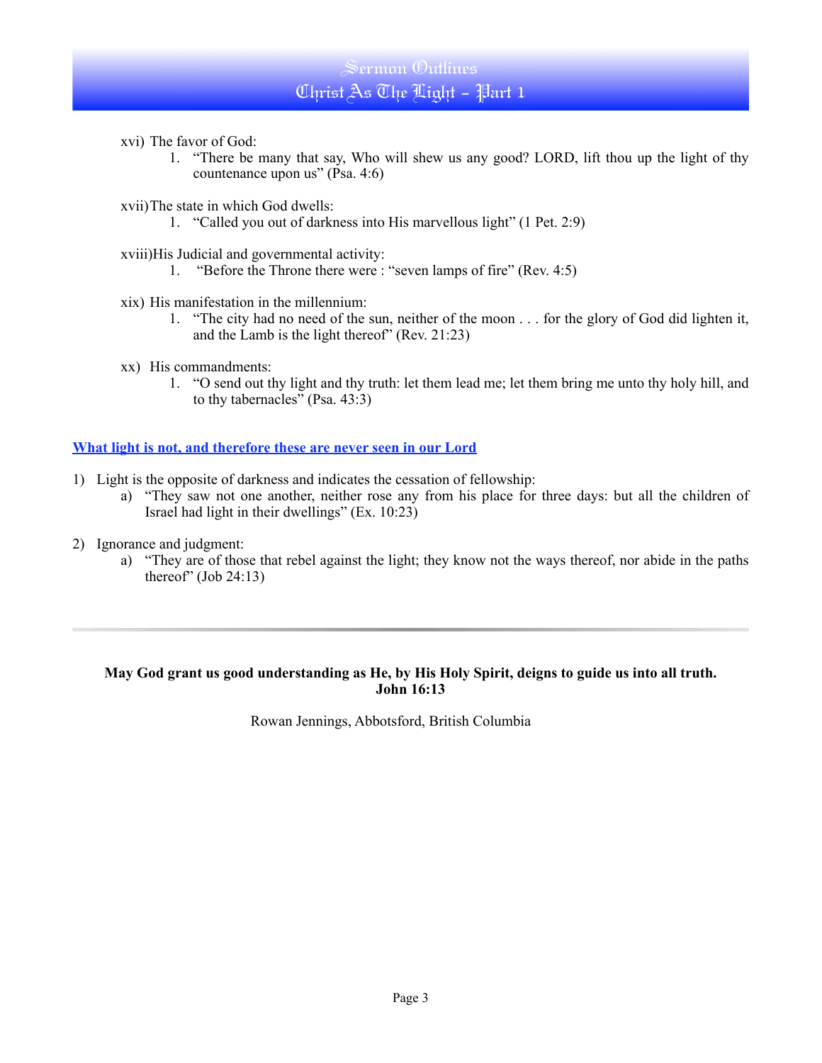xvi) The favor of God:

1. "There be many that say, Who will shew us any good? LORD, lift thou up the light of thy countenance upon us" (Psa. 4:6)

xvii) The state in which God dwells:

1. "Called you out of darkness into His marvellous light" (1 Pet. 2:9)

xviii) His Judicial and governmental activity:

1. "Before the Throne there were : "seven lamps of fire" (Rev. 4:5)

xix) His manifestation in the millennium:

1. "The city had no need of the sun, neither of the moon . . . for the glory of God did lighten it, and the Lamb is the light thereof" (Rev. 21:23)

xx) His commandments:

1. "O send out thy light and thy truth: let them lead me; let them bring me unto thy holy hill, and to thy tabernacles" (Psa. 43:3)

**What light is not, and therefore these are never seen in our Lord**

1) Light is the opposite of darkness and indicates the cessation of fellowship:
   a) "They saw not one another, neither rose any from his place for three days: but all the children of Israel had light in their dwellings" (Ex. 10:23)

2) Ignorance and judgment:
   a) "They are of those that rebel against the light; they know not the ways thereof, nor abide in the paths thereof" (Job 24:13)

---

**May God grant us good understanding as He, by His Holy Spirit, deigns to guide us into all truth. John 16:13**

Rowan Jennings, Abbotsford, British Columbia